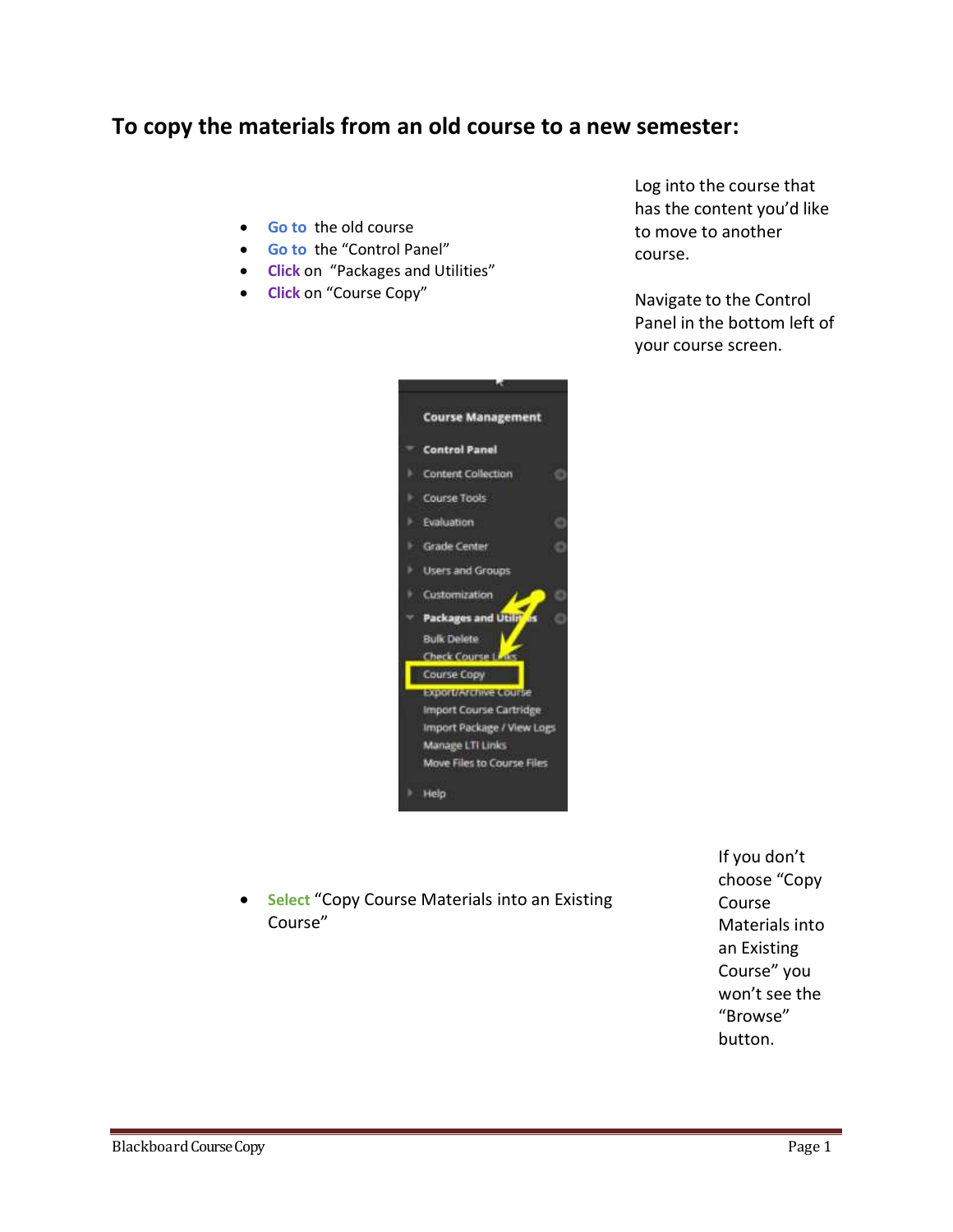# To copy the materials from an old course to a new semester:

- Go to the old course
- Go to the "Control Panel"
- Click on "Packages and Utilities"
- Click on "Course Copy"

Log into the course that has the content you'd like to move to another course.

Navigate to the Control Panel in the bottom left of your course screen.

- Select "Copy Course Materials into an Existing Course"

If you don't choose "Copy Course Materials into an Existing Course" you won't see the "Browse" button.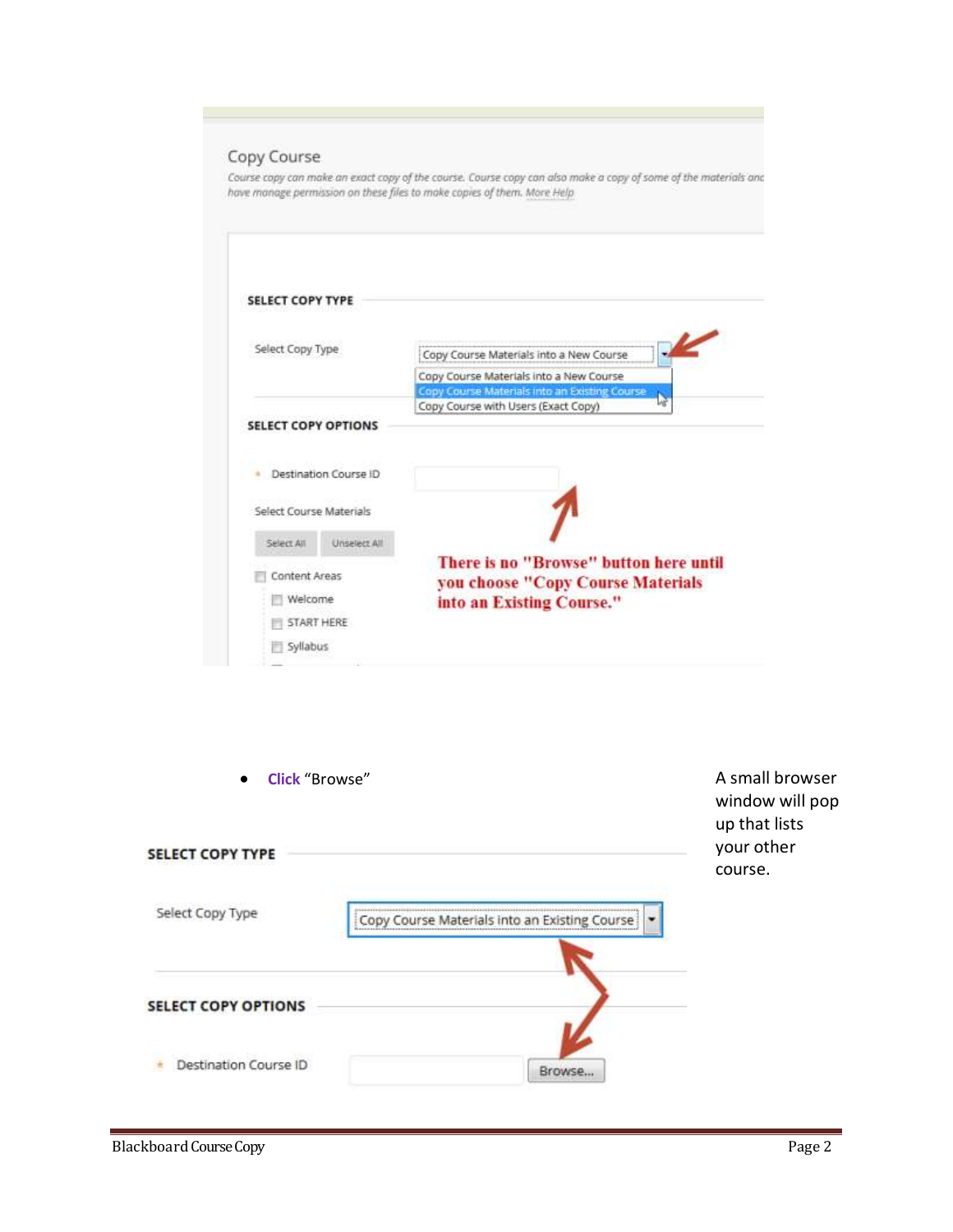Copy Course

*Course copy can make an exact copy of the course. Course copy can also make a copy of some of the materials and have manage permission on these files to make copies of them. More Help*

**SELECT COPY TYPE**

Select Copy Type: Copy Course Materials into a New Course

- Copy Course Materials into a New Course
- Copy Course Materials into an Existing Course
- Copy Course with Users (Exact Copy)

**SELECT COPY OPTIONS**

\* Destination Course ID

Select Course Materials

Select All | Unselect All

- Content Areas
  - Welcome
  - START HERE
  - Syllabus

**There is no "Browse" button here until you choose "Copy Course Materials into an Existing Course."**

- **Click** "Browse"

A small browser window will pop up that lists your other course.

**SELECT COPY TYPE**

Select Copy Type: Copy Course Materials into an Existing Course

**SELECT COPY OPTIONS**

\* Destination Course ID [Browse...]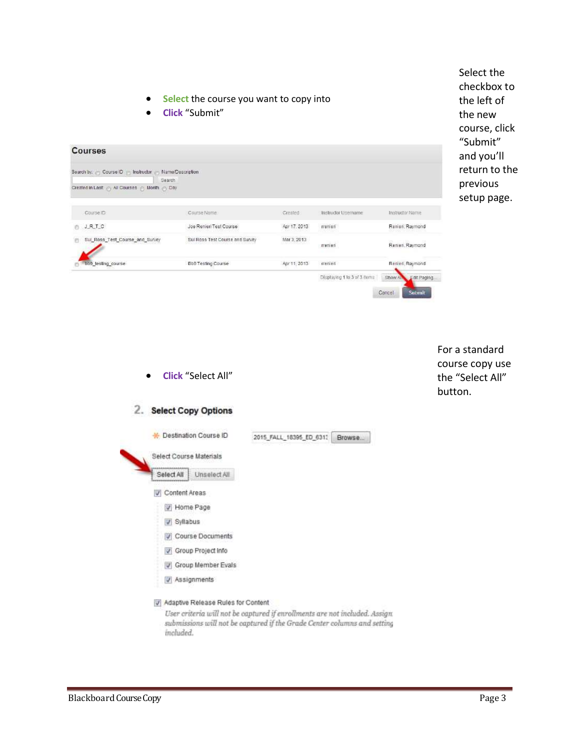- Select the course you want to copy into
- Click “Submit”

Select the checkbox to the left of the new course, click “Submit” and you’ll return to the previous setup page.

**Courses**

Search by: Course ID Instructor Name/Description

Search

Created in Last: All Courses Month Day

| Course ID | Course Name | Created | Instructor Username | Instructor Name |
|---|---|---|---|---|
| J_R_T_C | Joe Renieri Test Course | Apr 17, 2013 | rrenieri | Renieri, Raymond |
| Sul_Ross_Test_Course_and_Survey | Sul Ross Test Course and Survey | Mar 3, 2013 | rrenieri | Renieri, Raymond |
| bb9_testing_course | Bb9 Testing Course | Apr 11, 2013 | rrenieri | Renieri, Raymond |

Displaying 1 to 3 of 3 items Show All Edit Paging...

Cancel Submit

- Click “Select All”

For a standard course copy use the “Select All” button.

**2. Select Copy Options**

Destination Course ID 2015_FALL_18395_ED_631 Browse...

Select Course Materials

Select All Unselect All

- [x] Content Areas
  - [x] Home Page
  - [x] Syllabus
  - [x] Course Documents
  - [x] Group Project Info
  - [x] Group Member Evals
  - [x] Assignments
- [x] Adaptive Release Rules for Content

*User criteria will not be captured if enrollments are not included. Assign submissions will not be captured if the Grade Center columns and setting included.*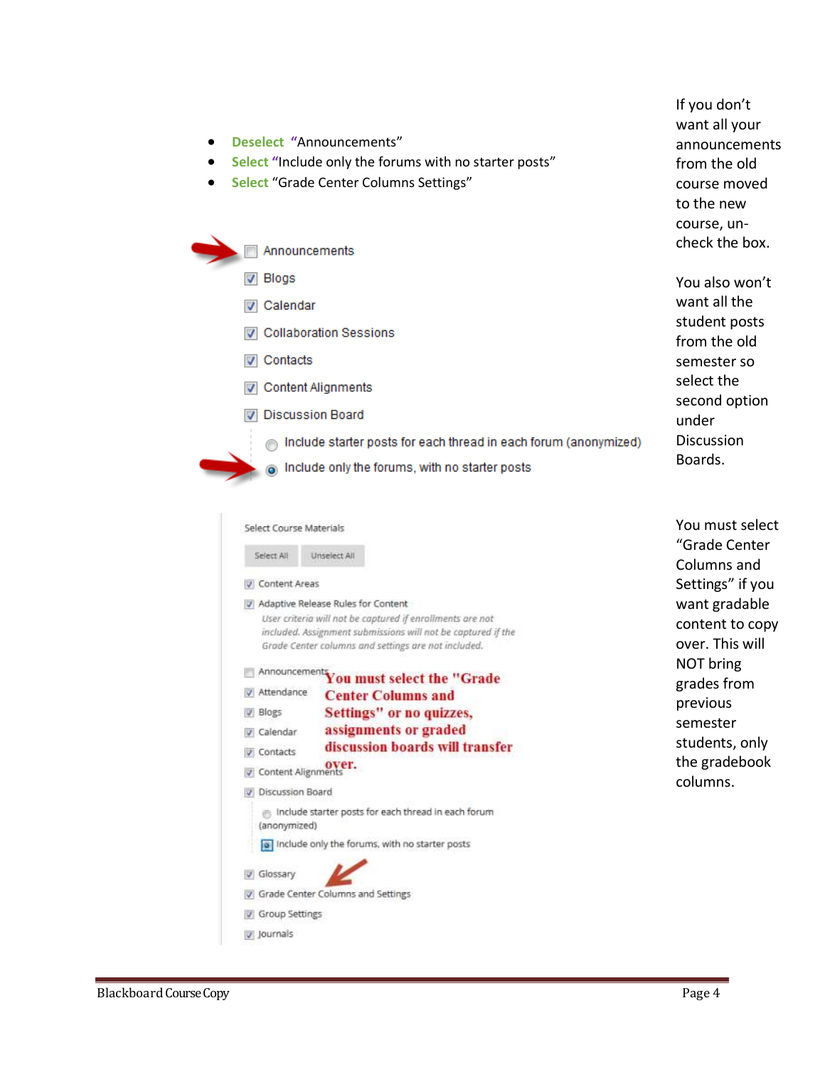- Deselect "Announcements"
- Select "Include only the forums with no starter posts"
- Select "Grade Center Columns Settings"

- [ ] Announcements
- [x] Blogs
- [x] Calendar
- [x] Collaboration Sessions
- [x] Contacts
- [x] Content Alignments
- [x] Discussion Board
  - ( ) Include starter posts for each thread in each forum (anonymized)
  - (•) Include only the forums, with no starter posts

If you don't want all your announcements from the old course moved to the new course, un-check the box.

You also won't want all the student posts from the old semester so select the second option under Discussion Boards.

Select Course Materials

Select All | Unselect All

- [x] Content Areas
- [x] Adaptive Release Rules for Content

  *User criteria will not be captured if enrollments are not included. Assignment submissions will not be captured if the Grade Center columns and settings are not included.*

- [ ] Announcements
- [x] Attendance
- [x] Blogs
- [x] Calendar
- [x] Contacts
- [x] Content Alignments
- [x] Discussion Board
  - ( ) Include starter posts for each thread in each forum (anonymized)
  - (•) Include only the forums, with no starter posts
- [x] Glossary
- [x] Grade Center Columns and Settings
- [x] Group Settings
- [x] Journals

**You must select the "Grade Center Columns and Settings" or no quizzes, assignments or graded discussion boards will transfer over.**

You must select "Grade Center Columns and Settings" if you want gradable content to copy over. This will NOT bring grades from previous semester students, only the gradebook columns.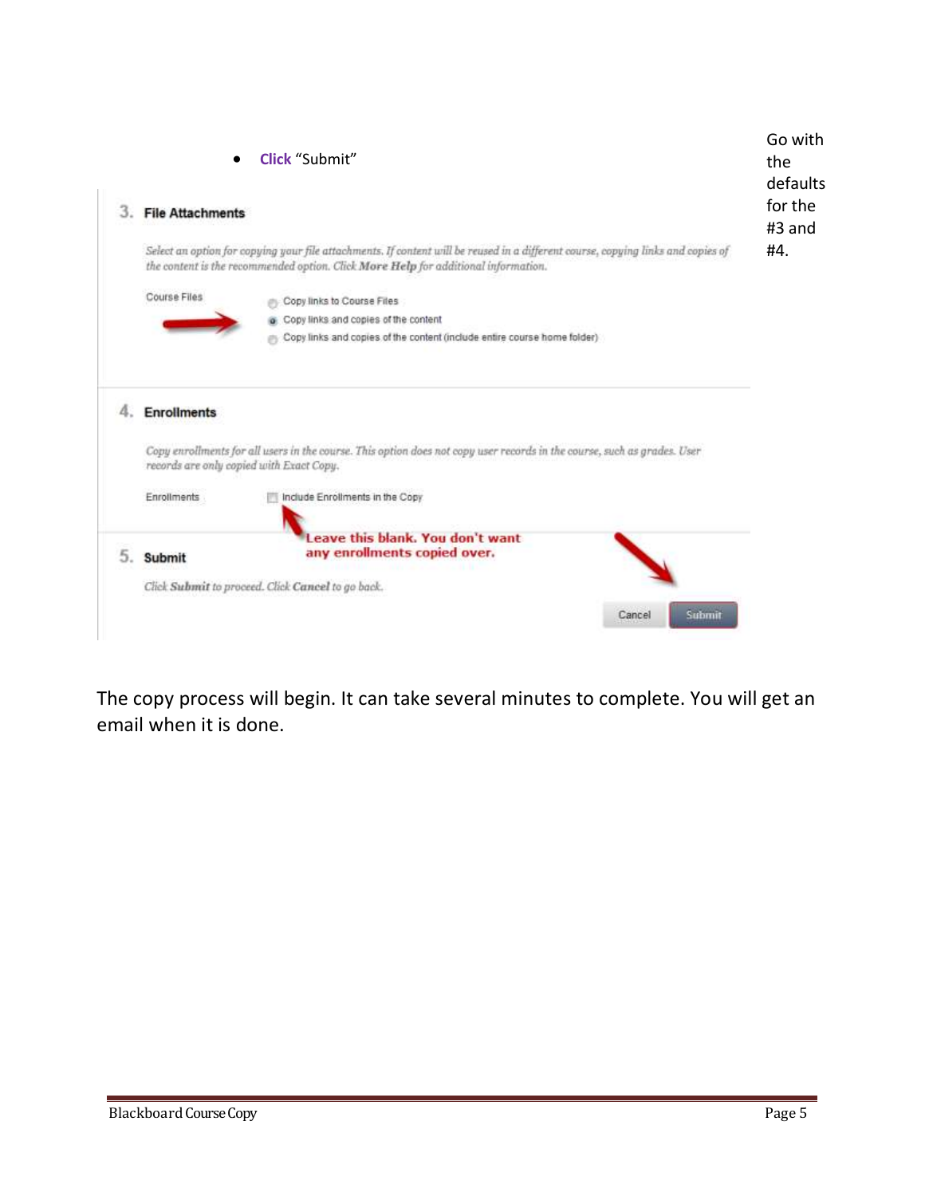- Click "Submit"

Go with the defaults for the #3 and #4.

3. **File Attachments**

*Select an option for copying your file attachments. If content will be reused in a different course, copying links and copies of the content is the recommended option. Click **More Help** for additional information.*

Course Files
- Copy links to Course Files
- Copy links and copies of the content
- Copy links and copies of the content (include entire course home folder)

4. **Enrollments**

*Copy enrollments for all users in the course. This option does not copy user records in the course, such as grades. User records are only copied with Exact Copy.*

Enrollments
- Include Enrollments in the Copy

**Leave this blank. You don't want any enrollments copied over.**

5. **Submit**

*Click **Submit** to proceed. Click **Cancel** to go back.*

Cancel | Submit

The copy process will begin. It can take several minutes to complete. You will get an email when it is done.